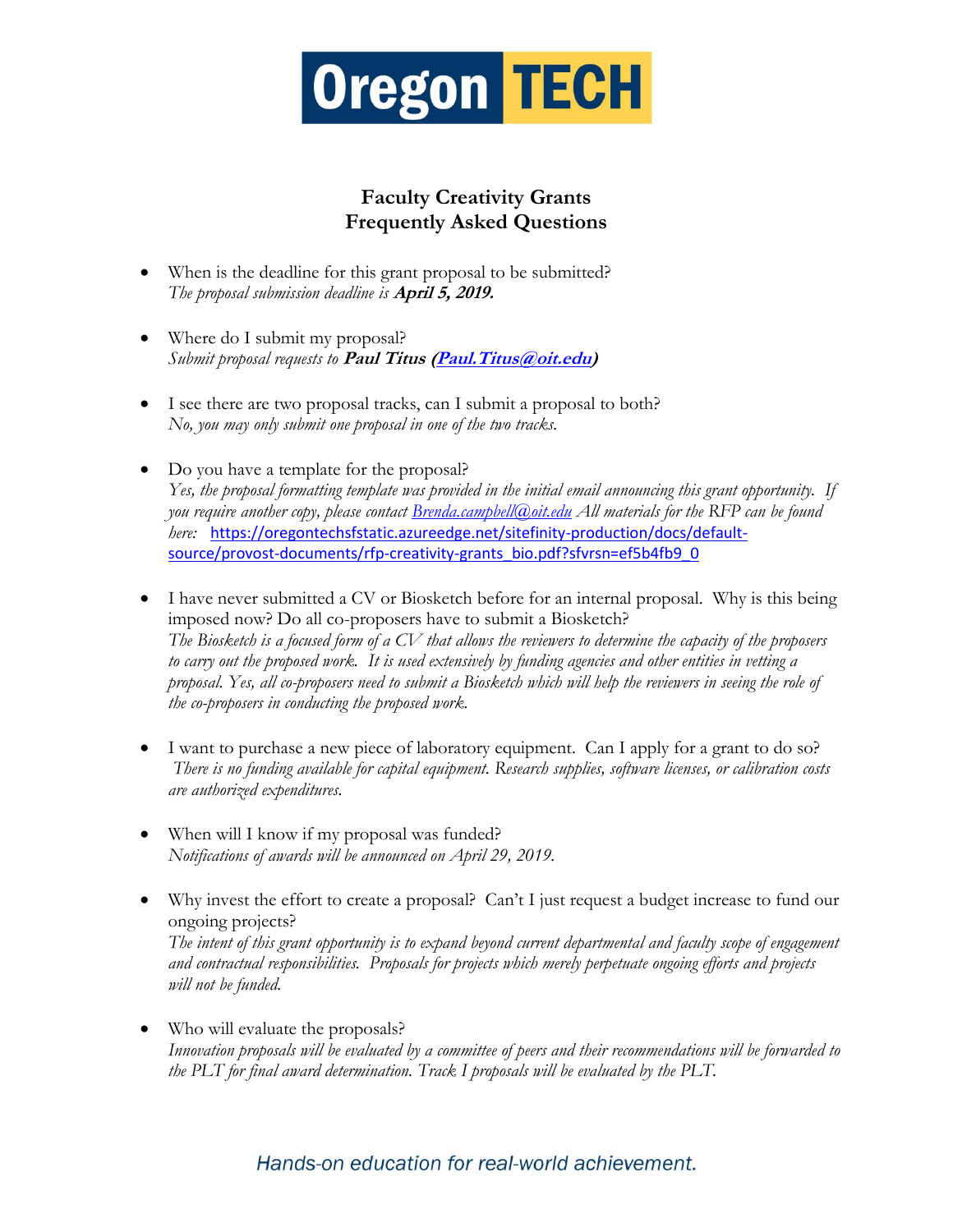# Oregon TECH

## Faculty Creativity Grants
## Frequently Asked Questions

- When is the deadline for this grant proposal to be submitted?
  *The proposal submission deadline is* ***April 5, 2019.***

- Where do I submit my proposal?
  *Submit proposal requests to* ***Paul Titus (Paul.Titus@oit.edu)***

- I see there are two proposal tracks, can I submit a proposal to both?
  *No, you may only submit one proposal in one of the two tracks.*

- Do you have a template for the proposal?
  *Yes, the proposal formatting template was provided in the initial email announcing this grant opportunity. If you require another copy, please contact Brenda.campbell@oit.edu All materials for the RFP can be found here:* https://oregontechsfstatic.azureedge.net/sitefinity-production/docs/default-source/provost-documents/rfp-creativity-grants_bio.pdf?sfvrsn=ef5b4fb9_0

- I have never submitted a CV or Biosketch before for an internal proposal. Why is this being imposed now? Do all co-proposers have to submit a Biosketch?
  *The Biosketch is a focused form of a CV that allows the reviewers to determine the capacity of the proposers to carry out the proposed work. It is used extensively by funding agencies and other entities in vetting a proposal. Yes, all co-proposers need to submit a Biosketch which will help the reviewers in seeing the role of the co-proposers in conducting the proposed work.*

- I want to purchase a new piece of laboratory equipment. Can I apply for a grant to do so?
  *There is no funding available for capital equipment. Research supplies, software licenses, or calibration costs are authorized expenditures.*

- When will I know if my proposal was funded?
  *Notifications of awards will be announced on April 29, 2019.*

- Why invest the effort to create a proposal? Can't I just request a budget increase to fund our ongoing projects?
  *The intent of this grant opportunity is to expand beyond current departmental and faculty scope of engagement and contractual responsibilities. Proposals for projects which merely perpetuate ongoing efforts and projects will not be funded.*

- Who will evaluate the proposals?
  *Innovation proposals will be evaluated by a committee of peers and their recommendations will be forwarded to the PLT for final award determination. Track I proposals will be evaluated by the PLT.*

*Hands-on education for real-world achievement.*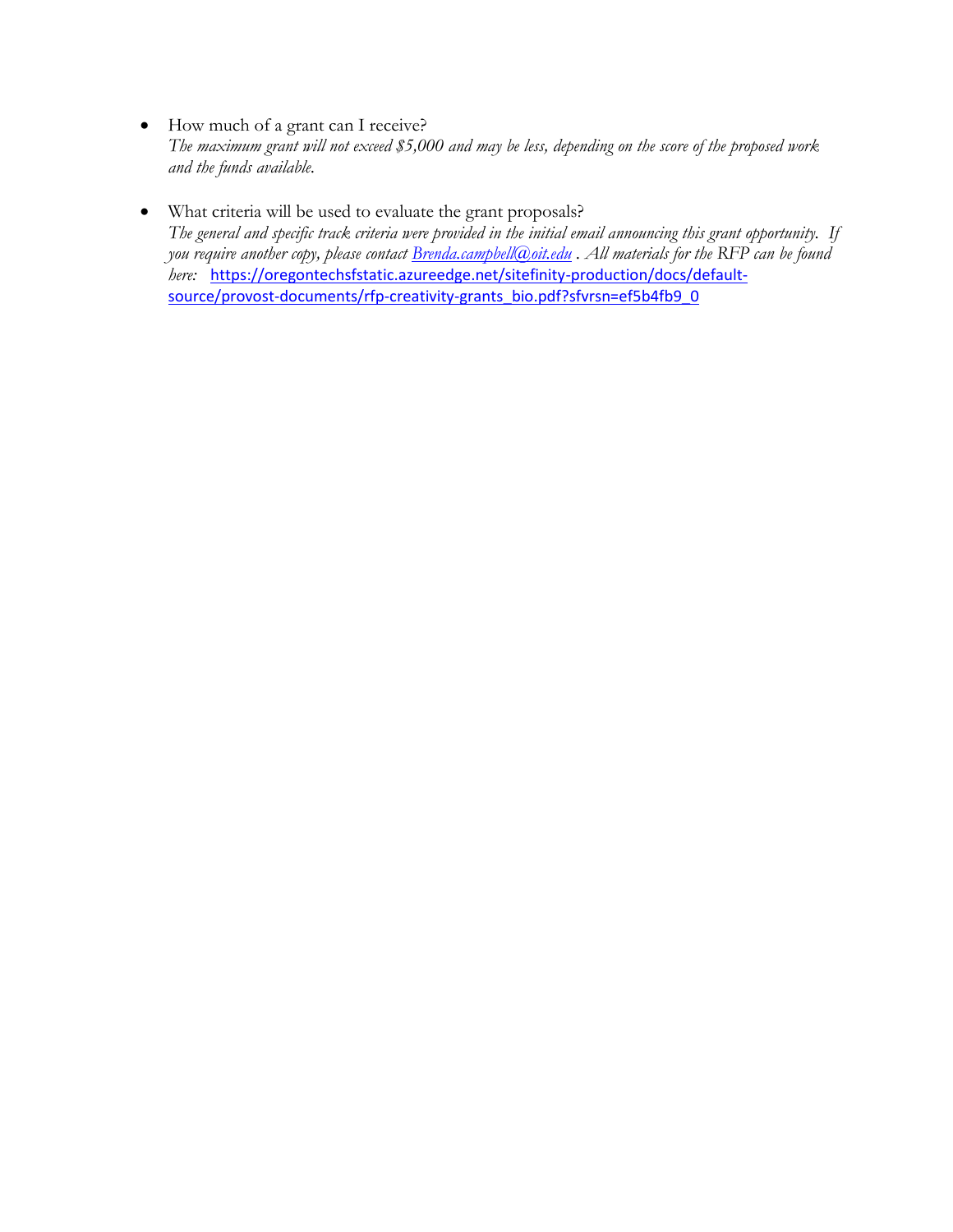- How much of a grant can I receive?
  *The maximum grant will not exceed $5,000 and may be less, depending on the score of the proposed work and the funds available.*

- What criteria will be used to evaluate the grant proposals?
  *The general and specific track criteria were provided in the initial email announcing this grant opportunity. If you require another copy, please contact [Brenda.campbell@oit.edu](mailto:Brenda.campbell@oit.edu) . All materials for the RFP can be found here:* [https://oregontechsfstatic.azureedge.net/sitefinity-production/docs/default-source/provost-documents/rfp-creativity-grants_bio.pdf?sfvrsn=ef5b4fb9_0](https://oregontechsfstatic.azureedge.net/sitefinity-production/docs/default-source/provost-documents/rfp-creativity-grants_bio.pdf?sfvrsn=ef5b4fb9_0)